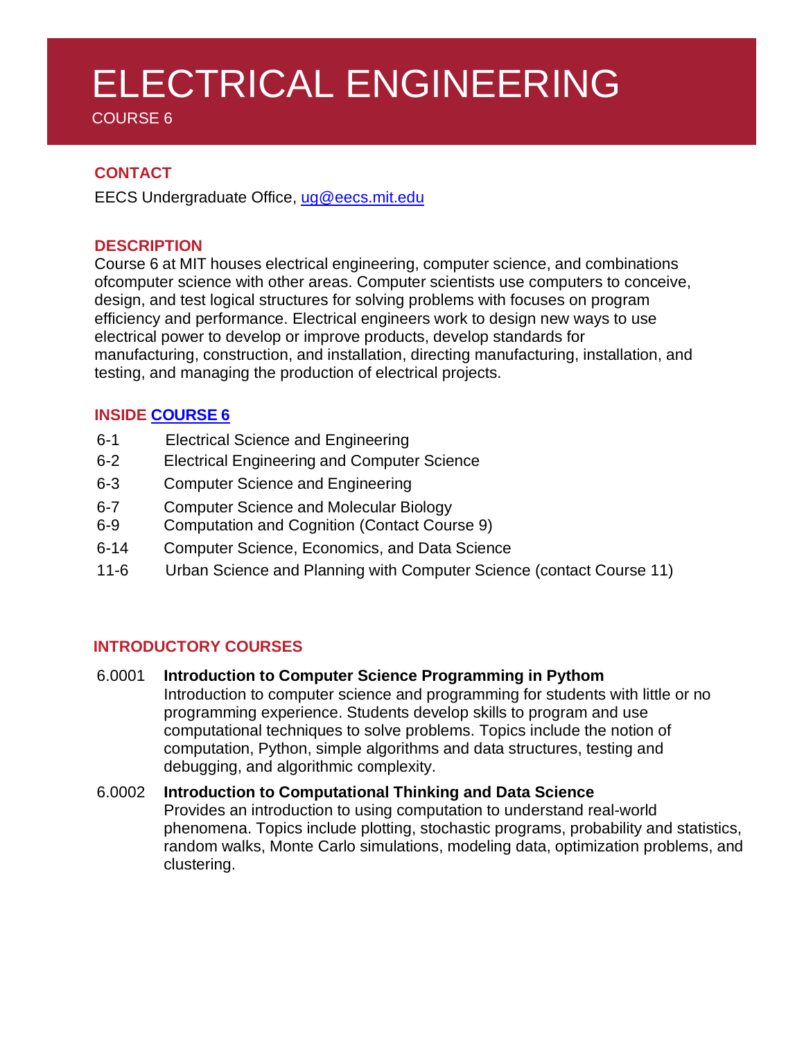# ELECTRICAL ENGINEERING

COURSE 6

## CONTACT

EECS Undergraduate Office, ug@eecs.mit.edu

## DESCRIPTION

Course 6 at MIT houses electrical engineering, computer science, and combinations ofcomputer science with other areas. Computer scientists use computers to conceive, design, and test logical structures for solving problems with focuses on program efficiency and performance. Electrical engineers work to design new ways to use electrical power to develop or improve products, develop standards for manufacturing, construction, and installation, directing manufacturing, installation, and testing, and managing the production of electrical projects.

## INSIDE COURSE 6

- 6-1 Electrical Science and Engineering
- 6-2 Electrical Engineering and Computer Science
- 6-3 Computer Science and Engineering
- 6-7 Computer Science and Molecular Biology
- 6-9 Computation and Cognition (Contact Course 9)
- 6-14 Computer Science, Economics, and Data Science
- 11-6 Urban Science and Planning with Computer Science (contact Course 11)

## INTRODUCTORY COURSES

6.0001 **Introduction to Computer Science Programming in Pythom**
Introduction to computer science and programming for students with little or no programming experience. Students develop skills to program and use computational techniques to solve problems. Topics include the notion of computation, Python, simple algorithms and data structures, testing and debugging, and algorithmic complexity.

6.0002 **Introduction to Computational Thinking and Data Science**
Provides an introduction to using computation to understand real-world phenomena. Topics include plotting, stochastic programs, probability and statistics, random walks, Monte Carlo simulations, modeling data, optimization problems, and clustering.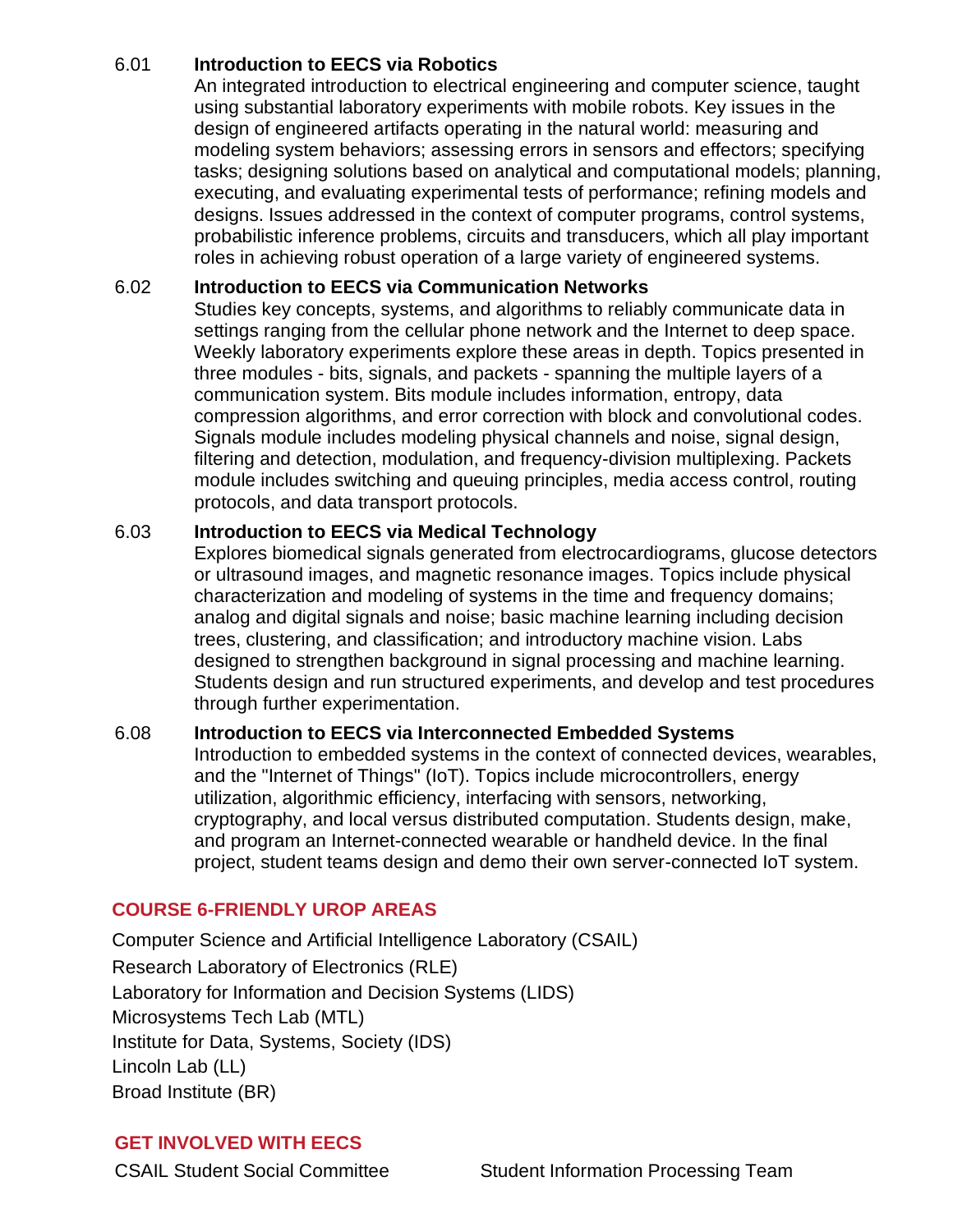**6.01 Introduction to EECS via Robotics**

An integrated introduction to electrical engineering and computer science, taught using substantial laboratory experiments with mobile robots. Key issues in the design of engineered artifacts operating in the natural world: measuring and modeling system behaviors; assessing errors in sensors and effectors; specifying tasks; designing solutions based on analytical and computational models; planning, executing, and evaluating experimental tests of performance; refining models and designs. Issues addressed in the context of computer programs, control systems, probabilistic inference problems, circuits and transducers, which all play important roles in achieving robust operation of a large variety of engineered systems.

**6.02 Introduction to EECS via Communication Networks**

Studies key concepts, systems, and algorithms to reliably communicate data in settings ranging from the cellular phone network and the Internet to deep space. Weekly laboratory experiments explore these areas in depth. Topics presented in three modules - bits, signals, and packets - spanning the multiple layers of a communication system. Bits module includes information, entropy, data compression algorithms, and error correction with block and convolutional codes. Signals module includes modeling physical channels and noise, signal design, filtering and detection, modulation, and frequency-division multiplexing. Packets module includes switching and queuing principles, media access control, routing protocols, and data transport protocols.

**6.03 Introduction to EECS via Medical Technology**

Explores biomedical signals generated from electrocardiograms, glucose detectors or ultrasound images, and magnetic resonance images. Topics include physical characterization and modeling of systems in the time and frequency domains; analog and digital signals and noise; basic machine learning including decision trees, clustering, and classification; and introductory machine vision. Labs designed to strengthen background in signal processing and machine learning. Students design and run structured experiments, and develop and test procedures through further experimentation.

**6.08 Introduction to EECS via Interconnected Embedded Systems**

Introduction to embedded systems in the context of connected devices, wearables, and the "Internet of Things" (IoT). Topics include microcontrollers, energy utilization, algorithmic efficiency, interfacing with sensors, networking, cryptography, and local versus distributed computation. Students design, make, and program an Internet-connected wearable or handheld device. In the final project, student teams design and demo their own server-connected IoT system.

## COURSE 6-FRIENDLY UROP AREAS

Computer Science and Artificial Intelligence Laboratory (CSAIL)
Research Laboratory of Electronics (RLE)
Laboratory for Information and Decision Systems (LIDS)
Microsystems Tech Lab (MTL)
Institute for Data, Systems, Society (IDS)
Lincoln Lab (LL)
Broad Institute (BR)

## GET INVOLVED WITH EECS

CSAIL Student Social Committee

Student Information Processing Team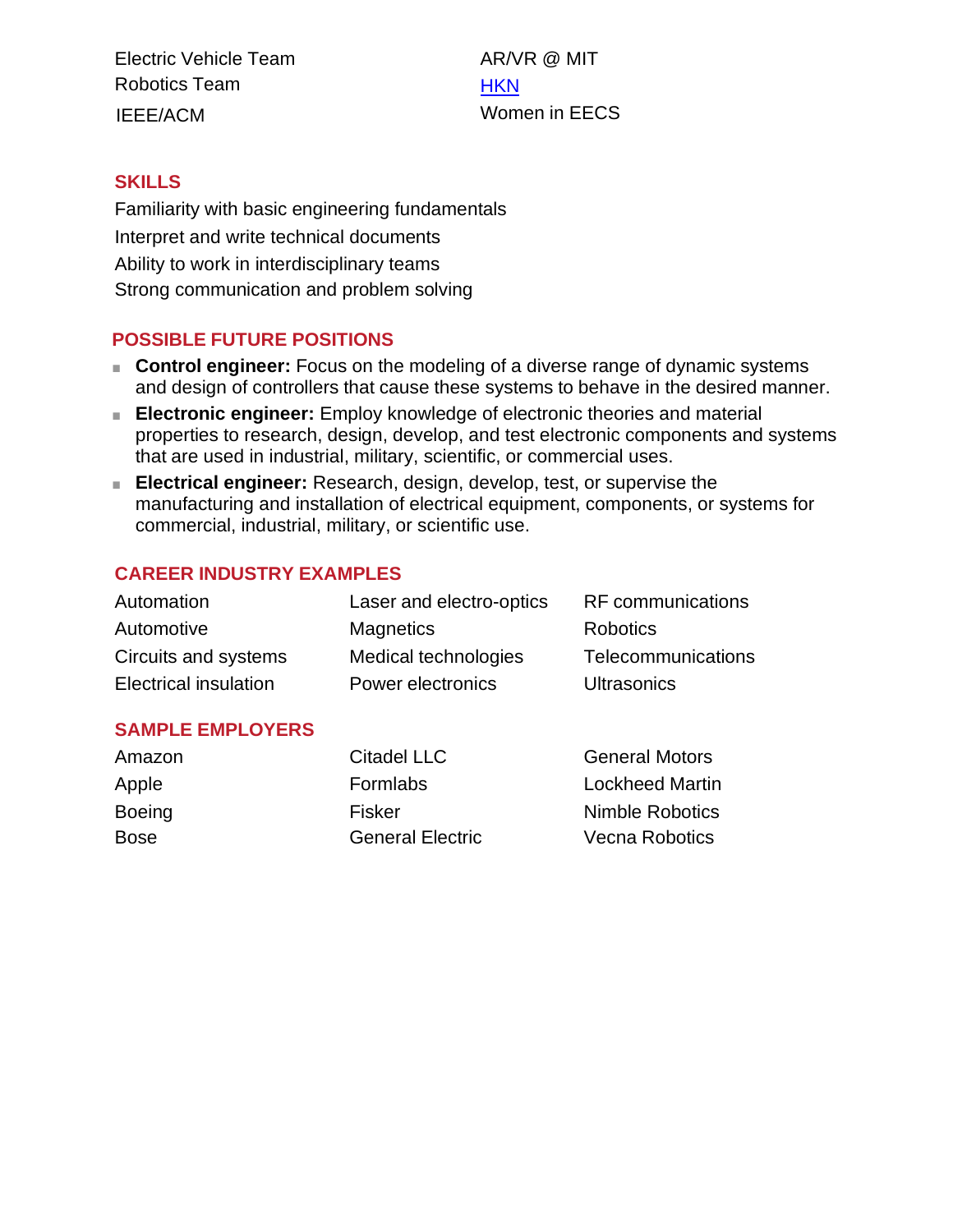| | |
|---|---|
| Electric Vehicle Team | AR/VR @ MIT |
| Robotics Team | HKN |
| IEEE/ACM | Women in EECS |

## SKILLS

Familiarity with basic engineering fundamentals
Interpret and write technical documents
Ability to work in interdisciplinary teams
Strong communication and problem solving

## POSSIBLE FUTURE POSITIONS

- **Control engineer:** Focus on the modeling of a diverse range of dynamic systems and design of controllers that cause these systems to behave in the desired manner.
- **Electronic engineer:** Employ knowledge of electronic theories and material properties to research, design, develop, and test electronic components and systems that are used in industrial, military, scientific, or commercial uses.
- **Electrical engineer:** Research, design, develop, test, or supervise the manufacturing and installation of electrical equipment, components, or systems for commercial, industrial, military, or scientific use.

## CAREER INDUSTRY EXAMPLES

| | | |
|---|---|---|
| Automation | Laser and electro-optics | RF communications |
| Automotive | Magnetics | Robotics |
| Circuits and systems | Medical technologies | Telecommunications |
| Electrical insulation | Power electronics | Ultrasonics |

## SAMPLE EMPLOYERS

| | | |
|---|---|---|
| Amazon | Citadel LLC | General Motors |
| Apple | Formlabs | Lockheed Martin |
| Boeing | Fisker | Nimble Robotics |
| Bose | General Electric | Vecna Robotics |